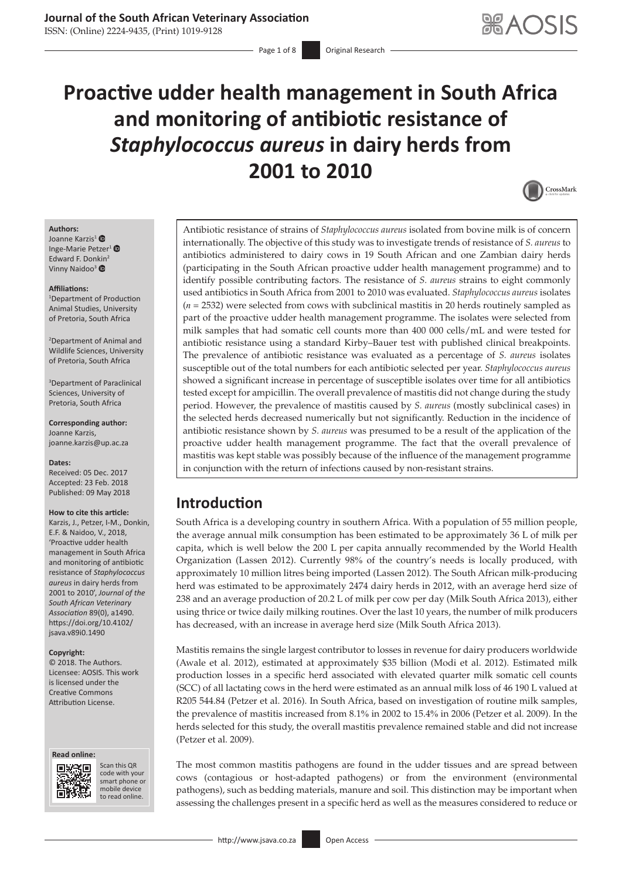# Proactive udder health management in South Africa and monitoring of antibiotic resistance of *Staphylococcus aureus* in dairy herds from 2001 to 2010

**Authors:**
Joanne Karzis[1]
Inge-Marie Petzer[1]
Edward F. Donkin[2]
Vinny Naidoo[3]

**Affiliations:**
[1]Department of Production Animal Studies, University of Pretoria, South Africa

[2]Department of Animal and Wildlife Sciences, University of Pretoria, South Africa

[3]Department of Paraclinical Sciences, University of Pretoria, South Africa

**Corresponding author:**
Joanne Karzis,
joanne.karzis@up.ac.za

**Dates:**
Received: 05 Dec. 2017
Accepted: 23 Feb. 2018
Published: 09 May 2018

**How to cite this article:**
Karzis, J., Petzer, I-M., Donkin, E.F. & Naidoo, V., 2018, 'Proactive udder health management in South Africa and monitoring of antibiotic resistance of *Staphylococcus aureus* in dairy herds from 2001 to 2010', *Journal of the South African Veterinary Association* 89(0), a1490. https://doi.org/10.4102/jsava.v89i0.1490

**Copyright:**
© 2018. The Authors. Licensee: AOSIS. This work is licensed under the Creative Commons Attribution License.

Antibiotic resistance of strains of *Staphylococcus aureus* isolated from bovine milk is of concern internationally. The objective of this study was to investigate trends of resistance of *S. aureus* to antibiotics administered to dairy cows in 19 South African and one Zambian dairy herds (participating in the South African proactive udder health management programme) and to identify possible contributing factors. The resistance of *S. aureus* strains to eight commonly used antibiotics in South Africa from 2001 to 2010 was evaluated. *Staphylococcus aureus* isolates (*n* = 2532) were selected from cows with subclinical mastitis in 20 herds routinely sampled as part of the proactive udder health management programme. The isolates were selected from milk samples that had somatic cell counts more than 400 000 cells/mL and were tested for antibiotic resistance using a standard Kirby–Bauer test with published clinical breakpoints. The prevalence of antibiotic resistance was evaluated as a percentage of *S. aureus* isolates susceptible out of the total numbers for each antibiotic selected per year. *Staphylococcus aureus* showed a significant increase in percentage of susceptible isolates over time for all antibiotics tested except for ampicillin. The overall prevalence of mastitis did not change during the study period. However, the prevalence of mastitis caused by *S. aureus* (mostly subclinical cases) in the selected herds decreased numerically but not significantly. Reduction in the incidence of antibiotic resistance shown by *S. aureus* was presumed to be a result of the application of the proactive udder health management programme. The fact that the overall prevalence of mastitis was kept stable was possibly because of the influence of the management programme in conjunction with the return of infections caused by non-resistant strains.

## Introduction

South Africa is a developing country in southern Africa. With a population of 55 million people, the average annual milk consumption has been estimated to be approximately 36 L of milk per capita, which is well below the 200 L per capita annually recommended by the World Health Organization (Lassen 2012). Currently 98% of the country's needs is locally produced, with approximately 10 million litres being imported (Lassen 2012). The South African milk-producing herd was estimated to be approximately 2474 dairy herds in 2012, with an average herd size of 238 and an average production of 20.2 L of milk per cow per day (Milk South Africa 2013), either using thrice or twice daily milking routines. Over the last 10 years, the number of milk producers has decreased, with an increase in average herd size (Milk South Africa 2013).

Mastitis remains the single largest contributor to losses in revenue for dairy producers worldwide (Awale et al. 2012), estimated at approximately $35 billion (Modi et al. 2012). Estimated milk production losses in a specific herd associated with elevated quarter milk somatic cell counts (SCC) of all lactating cows in the herd were estimated as an annual milk loss of 46 190 L valued at R205 544.84 (Petzer et al. 2016). In South Africa, based on investigation of routine milk samples, the prevalence of mastitis increased from 8.1% in 2002 to 15.4% in 2006 (Petzer et al. 2009). In the herds selected for this study, the overall mastitis prevalence remained stable and did not increase (Petzer et al. 2009).

The most common mastitis pathogens are found in the udder tissues and are spread between cows (contagious or host-adapted pathogens) or from the environment (environmental pathogens), such as bedding materials, manure and soil. This distinction may be important when assessing the challenges present in a specific herd as well as the measures considered to reduce or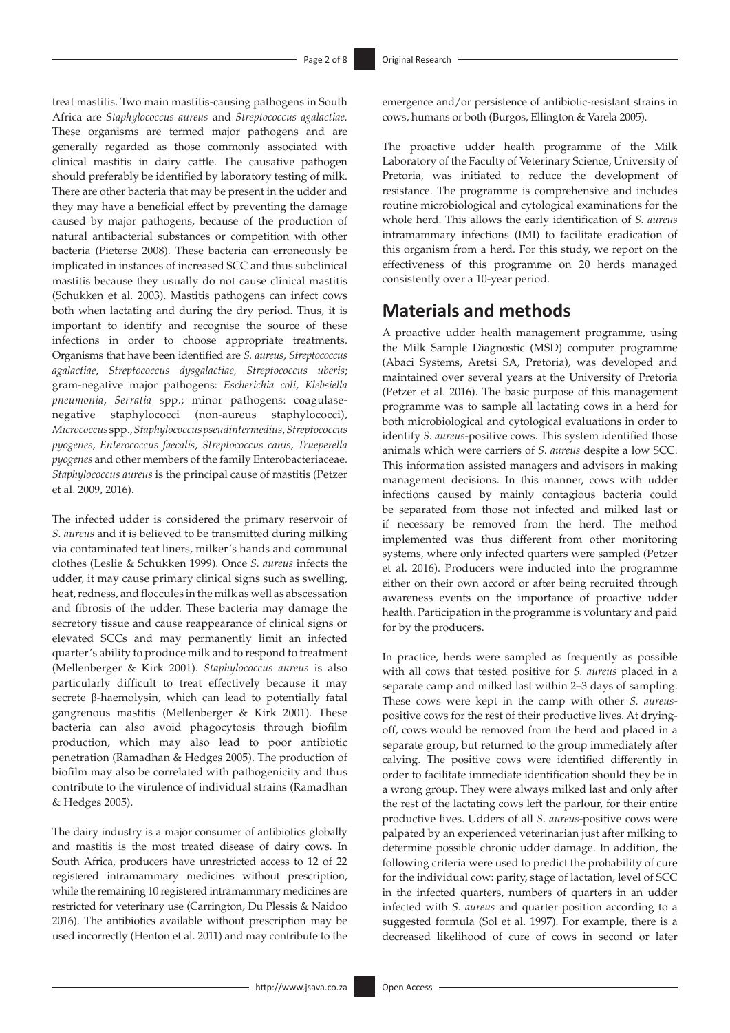treat mastitis. Two main mastitis-causing pathogens in South Africa are *Staphylococcus aureus* and *Streptococcus agalactiae.* These organisms are termed major pathogens and are generally regarded as those commonly associated with clinical mastitis in dairy cattle. The causative pathogen should preferably be identified by laboratory testing of milk. There are other bacteria that may be present in the udder and they may have a beneficial effect by preventing the damage caused by major pathogens, because of the production of natural antibacterial substances or competition with other bacteria (Pieterse 2008). These bacteria can erroneously be implicated in instances of increased SCC and thus subclinical mastitis because they usually do not cause clinical mastitis (Schukken et al. 2003). Mastitis pathogens can infect cows both when lactating and during the dry period. Thus, it is important to identify and recognise the source of these infections in order to choose appropriate treatments. Organisms that have been identified are *S. aureus*, *Streptococcus agalactiae*, *Streptococcus dysgalactiae*, *Streptococcus uberis*; gram-negative major pathogens: *Escherichia coli*, *Klebsiella pneumonia*, *Serratia* spp.; minor pathogens: coagulase-negative staphylococci (non-aureus staphylococci), *Micrococcus* spp., *Staphylococcus pseudintermedius*, *Streptococcus pyogenes*, *Enterococcus faecalis*, *Streptococcus canis*, *Trueperella pyogenes* and other members of the family Enterobacteriaceae. *Staphylococcus aureus* is the principal cause of mastitis (Petzer et al. 2009, 2016).

The infected udder is considered the primary reservoir of *S. aureus* and it is believed to be transmitted during milking via contaminated teat liners, milker's hands and communal clothes (Leslie & Schukken 1999). Once *S. aureus* infects the udder, it may cause primary clinical signs such as swelling, heat, redness, and floccules in the milk as well as abscessation and fibrosis of the udder. These bacteria may damage the secretory tissue and cause reappearance of clinical signs or elevated SCCs and may permanently limit an infected quarter's ability to produce milk and to respond to treatment (Mellenberger & Kirk 2001). *Staphylococcus aureus* is also particularly difficult to treat effectively because it may secrete β-haemolysin, which can lead to potentially fatal gangrenous mastitis (Mellenberger & Kirk 2001). These bacteria can also avoid phagocytosis through biofilm production, which may also lead to poor antibiotic penetration (Ramadhan & Hedges 2005). The production of biofilm may also be correlated with pathogenicity and thus contribute to the virulence of individual strains (Ramadhan & Hedges 2005).

The dairy industry is a major consumer of antibiotics globally and mastitis is the most treated disease of dairy cows. In South Africa, producers have unrestricted access to 12 of 22 registered intramammary medicines without prescription, while the remaining 10 registered intramammary medicines are restricted for veterinary use (Carrington, Du Plessis & Naidoo 2016). The antibiotics available without prescription may be used incorrectly (Henton et al. 2011) and may contribute to the emergence and/or persistence of antibiotic-resistant strains in cows, humans or both (Burgos, Ellington & Varela 2005).

The proactive udder health programme of the Milk Laboratory of the Faculty of Veterinary Science, University of Pretoria, was initiated to reduce the development of resistance. The programme is comprehensive and includes routine microbiological and cytological examinations for the whole herd. This allows the early identification of *S. aureus* intramammary infections (IMI) to facilitate eradication of this organism from a herd. For this study, we report on the effectiveness of this programme on 20 herds managed consistently over a 10-year period.

## Materials and methods

A proactive udder health management programme, using the Milk Sample Diagnostic (MSD) computer programme (Abaci Systems, Aretsi SA, Pretoria), was developed and maintained over several years at the University of Pretoria (Petzer et al. 2016). The basic purpose of this management programme was to sample all lactating cows in a herd for both microbiological and cytological evaluations in order to identify *S. aureus*-positive cows. This system identified those animals which were carriers of *S. aureus* despite a low SCC. This information assisted managers and advisors in making management decisions. In this manner, cows with udder infections caused by mainly contagious bacteria could be separated from those not infected and milked last or if necessary be removed from the herd. The method implemented was thus different from other monitoring systems, where only infected quarters were sampled (Petzer et al. 2016). Producers were inducted into the programme either on their own accord or after being recruited through awareness events on the importance of proactive udder health. Participation in the programme is voluntary and paid for by the producers.

In practice, herds were sampled as frequently as possible with all cows that tested positive for *S. aureus* placed in a separate camp and milked last within 2–3 days of sampling. These cows were kept in the camp with other *S. aureus*-positive cows for the rest of their productive lives. At drying-off, cows would be removed from the herd and placed in a separate group, but returned to the group immediately after calving. The positive cows were identified differently in order to facilitate immediate identification should they be in a wrong group. They were always milked last and only after the rest of the lactating cows left the parlour, for their entire productive lives. Udders of all *S. aureus*-positive cows were palpated by an experienced veterinarian just after milking to determine possible chronic udder damage. In addition, the following criteria were used to predict the probability of cure for the individual cow: parity, stage of lactation, level of SCC in the infected quarters, numbers of quarters in an udder infected with *S. aureus* and quarter position according to a suggested formula (Sol et al. 1997). For example, there is a decreased likelihood of cure of cows in second or later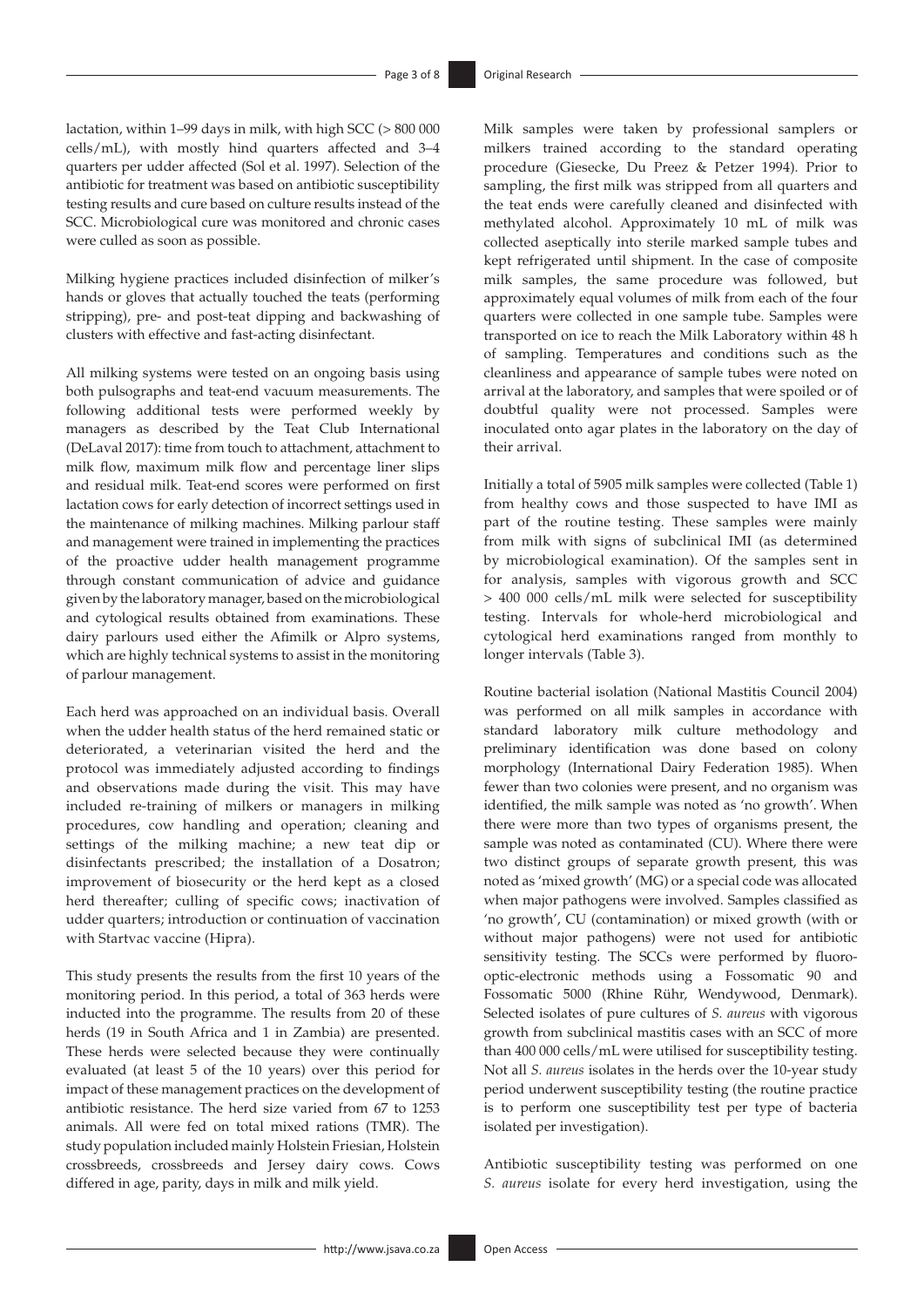lactation, within 1–99 days in milk, with high SCC (> 800 000 cells/mL), with mostly hind quarters affected and 3–4 quarters per udder affected (Sol et al. 1997). Selection of the antibiotic for treatment was based on antibiotic susceptibility testing results and cure based on culture results instead of the SCC. Microbiological cure was monitored and chronic cases were culled as soon as possible.

Milking hygiene practices included disinfection of milker's hands or gloves that actually touched the teats (performing stripping), pre- and post-teat dipping and backwashing of clusters with effective and fast-acting disinfectant.

All milking systems were tested on an ongoing basis using both pulsographs and teat-end vacuum measurements. The following additional tests were performed weekly by managers as described by the Teat Club International (DeLaval 2017): time from touch to attachment, attachment to milk flow, maximum milk flow and percentage liner slips and residual milk. Teat-end scores were performed on first lactation cows for early detection of incorrect settings used in the maintenance of milking machines. Milking parlour staff and management were trained in implementing the practices of the proactive udder health management programme through constant communication of advice and guidance given by the laboratory manager, based on the microbiological and cytological results obtained from examinations. These dairy parlours used either the Afimilk or Alpro systems, which are highly technical systems to assist in the monitoring of parlour management.

Each herd was approached on an individual basis. Overall when the udder health status of the herd remained static or deteriorated, a veterinarian visited the herd and the protocol was immediately adjusted according to findings and observations made during the visit. This may have included re-training of milkers or managers in milking procedures, cow handling and operation; cleaning and settings of the milking machine; a new teat dip or disinfectants prescribed; the installation of a Dosatron; improvement of biosecurity or the herd kept as a closed herd thereafter; culling of specific cows; inactivation of udder quarters; introduction or continuation of vaccination with Startvac vaccine (Hipra).

This study presents the results from the first 10 years of the monitoring period. In this period, a total of 363 herds were inducted into the programme. The results from 20 of these herds (19 in South Africa and 1 in Zambia) are presented. These herds were selected because they were continually evaluated (at least 5 of the 10 years) over this period for impact of these management practices on the development of antibiotic resistance. The herd size varied from 67 to 1253 animals. All were fed on total mixed rations (TMR). The study population included mainly Holstein Friesian, Holstein crossbreeds, crossbreeds and Jersey dairy cows. Cows differed in age, parity, days in milk and milk yield.

Milk samples were taken by professional samplers or milkers trained according to the standard operating procedure (Giesecke, Du Preez & Petzer 1994). Prior to sampling, the first milk was stripped from all quarters and the teat ends were carefully cleaned and disinfected with methylated alcohol. Approximately 10 mL of milk was collected aseptically into sterile marked sample tubes and kept refrigerated until shipment. In the case of composite milk samples, the same procedure was followed, but approximately equal volumes of milk from each of the four quarters were collected in one sample tube. Samples were transported on ice to reach the Milk Laboratory within 48 h of sampling. Temperatures and conditions such as the cleanliness and appearance of sample tubes were noted on arrival at the laboratory, and samples that were spoiled or of doubtful quality were not processed. Samples were inoculated onto agar plates in the laboratory on the day of their arrival.

Initially a total of 5905 milk samples were collected (Table 1) from healthy cows and those suspected to have IMI as part of the routine testing. These samples were mainly from milk with signs of subclinical IMI (as determined by microbiological examination). Of the samples sent in for analysis, samples with vigorous growth and SCC > 400 000 cells/mL milk were selected for susceptibility testing. Intervals for whole-herd microbiological and cytological herd examinations ranged from monthly to longer intervals (Table 3).

Routine bacterial isolation (National Mastitis Council 2004) was performed on all milk samples in accordance with standard laboratory milk culture methodology and preliminary identification was done based on colony morphology (International Dairy Federation 1985). When fewer than two colonies were present, and no organism was identified, the milk sample was noted as 'no growth'. When there were more than two types of organisms present, the sample was noted as contaminated (CU). Where there were two distinct groups of separate growth present, this was noted as 'mixed growth' (MG) or a special code was allocated when major pathogens were involved. Samples classified as 'no growth', CU (contamination) or mixed growth (with or without major pathogens) were not used for antibiotic sensitivity testing. The SCCs were performed by fluoro-optic-electronic methods using a Fossomatic 90 and Fossomatic 5000 (Rhine Rühr, Wendywood, Denmark). Selected isolates of pure cultures of *S. aureus* with vigorous growth from subclinical mastitis cases with an SCC of more than 400 000 cells/mL were utilised for susceptibility testing. Not all *S. aureus* isolates in the herds over the 10-year study period underwent susceptibility testing (the routine practice is to perform one susceptibility test per type of bacteria isolated per investigation).

Antibiotic susceptibility testing was performed on one *S. aureus* isolate for every herd investigation, using the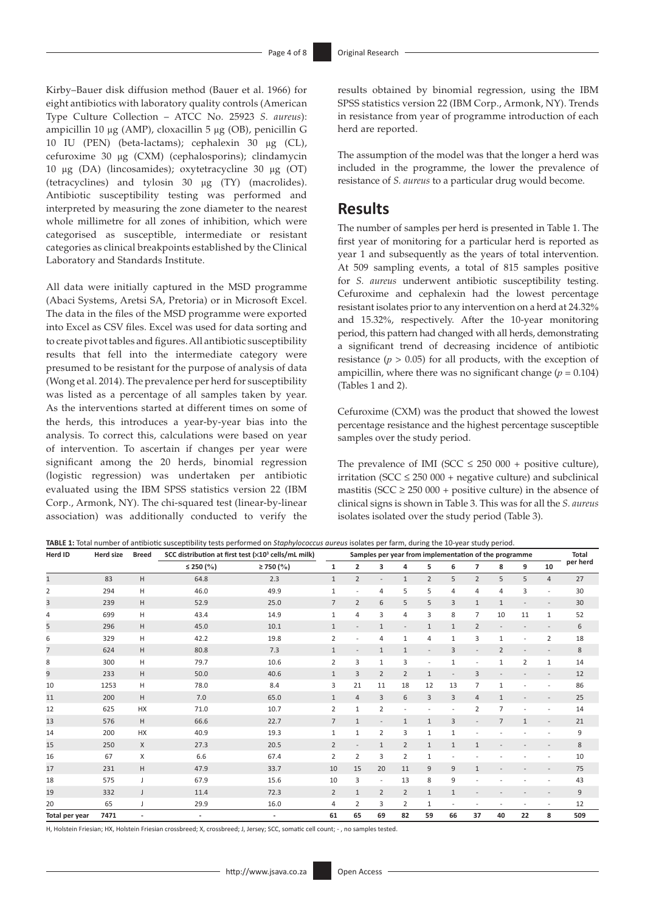Kirby–Bauer disk diffusion method (Bauer et al. 1966) for eight antibiotics with laboratory quality controls (American Type Culture Collection – ATCC No. 25923 *S. aureus*): ampicillin 10 µg (AMP), cloxacillin 5 µg (OB), penicillin G 10 IU (PEN) (beta-lactams); cephalexin 30 µg (CL), cefuroxime 30 µg (CXM) (cephalosporins); clindamycin 10 µg (DA) (lincosamides); oxytetracycline 30 µg (OT) (tetracyclines) and tylosin 30 µg (TY) (macrolides). Antibiotic susceptibility testing was performed and interpreted by measuring the zone diameter to the nearest whole millimetre for all zones of inhibition, which were categorised as susceptible, intermediate or resistant categories as clinical breakpoints established by the Clinical Laboratory and Standards Institute.

All data were initially captured in the MSD programme (Abaci Systems, Aretsi SA, Pretoria) or in Microsoft Excel. The data in the files of the MSD programme were exported into Excel as CSV files. Excel was used for data sorting and to create pivot tables and figures. All antibiotic susceptibility results that fell into the intermediate category were presumed to be resistant for the purpose of analysis of data (Wong et al. 2014). The prevalence per herd for susceptibility was listed as a percentage of all samples taken by year. As the interventions started at different times on some of the herds, this introduces a year-by-year bias into the analysis. To correct this, calculations were based on year of intervention. To ascertain if changes per year were significant among the 20 herds, binomial regression (logistic regression) was undertaken per antibiotic evaluated using the IBM SPSS statistics version 22 (IBM Corp., Armonk, NY). The chi-squared test (linear-by-linear association) was additionally conducted to verify the results obtained by binomial regression, using the IBM SPSS statistics version 22 (IBM Corp., Armonk, NY). Trends in resistance from year of programme introduction of each herd are reported.

The assumption of the model was that the longer a herd was included in the programme, the lower the prevalence of resistance of *S. aureus* to a particular drug would become.

## Results

The number of samples per herd is presented in Table 1. The first year of monitoring for a particular herd is reported as year 1 and subsequently as the years of total intervention. At 509 sampling events, a total of 815 samples positive for *S. aureus* underwent antibiotic susceptibility testing. Cefuroxime and cephalexin had the lowest percentage resistant isolates prior to any intervention on a herd at 24.32% and 15.32%, respectively. After the 10-year monitoring period, this pattern had changed with all herds, demonstrating a significant trend of decreasing incidence of antibiotic resistance ($p > 0.05$) for all products, with the exception of ampicillin, where there was no significant change ($p = 0.104$) (Tables 1 and 2).

Cefuroxime (CXM) was the product that showed the lowest percentage resistance and the highest percentage susceptible samples over the study period.

The prevalence of IMI (SCC ≤ 250 000 + positive culture), irritation (SCC ≤ 250 000 + negative culture) and subclinical mastitis (SCC ≥ 250 000 + positive culture) in the absence of clinical signs is shown in Table 3. This was for all the *S. aureus* isolates isolated over the study period (Table 3).

**TABLE 1:** Total number of antibiotic susceptibility tests performed on *Staphylococcus aureus* isolates per farm, during the 10-year study period.

| Herd ID | Herd size | Breed | SCC distribution at first test ($\times 10^3$ cells/mL milk) | | Samples per year from implementation of the programme | | | | | | | | | | Total per herd |
|---|---|---|---|---|---|---|---|---|---|---|---|---|---|---|---|
| | | | ≤ 250 (%) | ≥ 750 (%) | 1 | 2 | 3 | 4 | 5 | 6 | 7 | 8 | 9 | 10 | |
| 1 | 83 | H | 64.8 | 2.3 | 1 | 2 | - | 1 | 2 | 5 | 2 | 5 | 5 | 4 | 27 |
| 2 | 294 | H | 46.0 | 49.9 | 1 | - | 4 | 5 | 5 | 4 | 4 | 4 | 3 | - | 30 |
| 3 | 239 | H | 52.9 | 25.0 | 7 | 2 | 6 | 5 | 5 | 3 | 1 | 1 | - | - | 30 |
| 4 | 699 | H | 43.4 | 14.9 | 1 | 4 | 3 | 4 | 3 | 8 | 7 | 10 | 11 | 1 | 52 |
| 5 | 296 | H | 45.0 | 10.1 | 1 | - | 1 | - | 1 | 1 | 2 | - | - | - | 6 |
| 6 | 329 | H | 42.2 | 19.8 | 2 | - | 4 | 1 | 4 | 1 | 3 | 1 | - | 2 | 18 |
| 7 | 624 | H | 80.8 | 7.3 | 1 | - | 1 | 1 | - | 3 | - | 2 | - | - | 8 |
| 8 | 300 | H | 79.7 | 10.6 | 2 | 3 | 1 | 3 | - | 1 | - | 1 | 2 | 1 | 14 |
| 9 | 233 | H | 50.0 | 40.6 | 1 | 3 | 2 | 2 | 1 | - | 3 | - | - | - | 12 |
| 10 | 1253 | H | 78.0 | 8.4 | 3 | 21 | 11 | 18 | 12 | 13 | 7 | 1 | - | - | 86 |
| 11 | 200 | H | 7.0 | 65.0 | 1 | 4 | 3 | 6 | 3 | 3 | 4 | 1 | - | - | 25 |
| 12 | 625 | HX | 71.0 | 10.7 | 2 | 1 | 2 | - | - | - | 2 | 7 | - | - | 14 |
| 13 | 576 | H | 66.6 | 22.7 | 7 | 1 | - | 1 | 1 | 3 | - | 7 | 1 | - | 21 |
| 14 | 200 | HX | 40.9 | 19.3 | 1 | 1 | 2 | 3 | 1 | 1 | - | - | - | - | 9 |
| 15 | 250 | X | 27.3 | 20.5 | 2 | - | 1 | 2 | 1 | 1 | 1 | - | - | - | 8 |
| 16 | 67 | X | 6.6 | 67.4 | 2 | 2 | 3 | 2 | 1 | - | - | - | - | - | 10 |
| 17 | 231 | H | 47.9 | 33.7 | 10 | 15 | 20 | 11 | 9 | 9 | 1 | - | - | - | 75 |
| 18 | 575 | J | 67.9 | 15.6 | 10 | 3 | - | 13 | 8 | 9 | - | - | - | - | 43 |
| 19 | 332 | J | 11.4 | 72.3 | 2 | 1 | 2 | 2 | 1 | 1 | - | - | - | - | 9 |
| 20 | 65 | J | 29.9 | 16.0 | 4 | 2 | 3 | 2 | 1 | - | - | - | - | - | 12 |
| **Total per year** | **7471** | - | - | - | **61** | **65** | **69** | **82** | **59** | **66** | **37** | **40** | **22** | **8** | **509** |

H, Holstein Friesian; HX, Holstein Friesian crossbreed; X, crossbreed; J, Jersey; SCC, somatic cell count; - , no samples tested.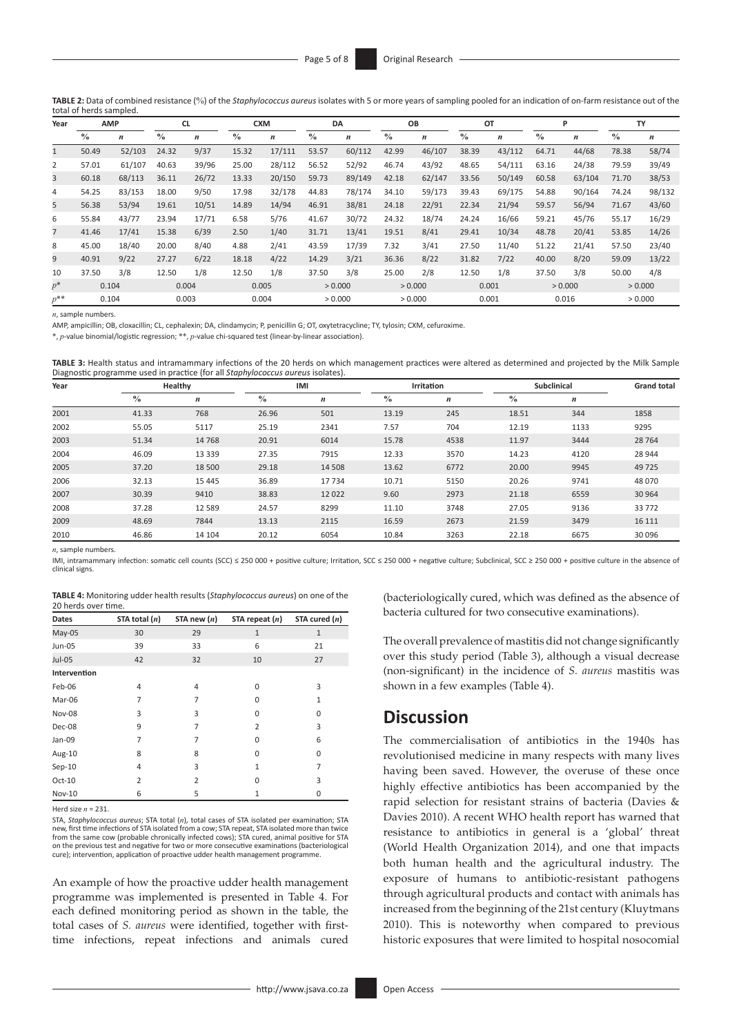**TABLE 2:** Data of combined resistance (%) of the *Staphylococcus aureus* isolates with 5 or more years of sampling pooled for an indication of on-farm resistance out of the total of herds sampled.

| Year | AMP | | CL | | CXM | | DA | | OB | | OT | | P | | TY | |
|---|---|---|---|---|---|---|---|---|---|---|---|---|---|---|---|---|
| | % | *n* | % | *n* | % | *n* | % | *n* | % | *n* | % | *n* | % | *n* | % | *n* |
| 1 | 50.49 | 52/103 | 24.32 | 9/37 | 15.32 | 17/111 | 53.57 | 60/112 | 42.99 | 46/107 | 38.39 | 43/112 | 64.71 | 44/68 | 78.38 | 58/74 |
| 2 | 57.01 | 61/107 | 40.63 | 39/96 | 25.00 | 28/112 | 56.52 | 52/92 | 46.74 | 43/92 | 48.65 | 54/111 | 63.16 | 24/38 | 79.59 | 39/49 |
| 3 | 60.18 | 68/113 | 36.11 | 26/72 | 13.33 | 20/150 | 59.73 | 89/149 | 42.18 | 62/147 | 33.56 | 50/149 | 60.58 | 63/104 | 71.70 | 38/53 |
| 4 | 54.25 | 83/153 | 18.00 | 9/50 | 17.98 | 32/178 | 44.83 | 78/174 | 34.10 | 59/173 | 39.43 | 69/175 | 54.88 | 90/164 | 74.24 | 98/132 |
| 5 | 56.38 | 53/94 | 19.61 | 10/51 | 14.89 | 14/94 | 46.91 | 38/81 | 24.18 | 22/91 | 22.34 | 21/94 | 59.57 | 56/94 | 71.67 | 43/60 |
| 6 | 55.84 | 43/77 | 23.94 | 17/71 | 6.58 | 5/76 | 41.67 | 30/72 | 24.32 | 18/74 | 24.24 | 16/66 | 59.21 | 45/76 | 55.17 | 16/29 |
| 7 | 41.46 | 17/41 | 15.38 | 6/39 | 2.50 | 1/40 | 31.71 | 13/41 | 19.51 | 8/41 | 29.41 | 10/34 | 48.78 | 20/41 | 53.85 | 14/26 |
| 8 | 45.00 | 18/40 | 20.00 | 8/40 | 4.88 | 2/41 | 43.59 | 17/39 | 7.32 | 3/41 | 27.50 | 11/40 | 51.22 | 21/41 | 57.50 | 23/40 |
| 9 | 40.91 | 9/22 | 27.27 | 6/22 | 18.18 | 4/22 | 14.29 | 3/21 | 36.36 | 8/22 | 31.82 | 7/22 | 40.00 | 8/20 | 59.09 | 13/22 |
| 10 | 37.50 | 3/8 | 12.50 | 1/8 | 12.50 | 1/8 | 37.50 | 3/8 | 25.00 | 2/8 | 12.50 | 1/8 | 37.50 | 3/8 | 50.00 | 4/8 |
| $p$* | 0.104 | | 0.004 | | 0.005 | | > 0.000 | | > 0.000 | | 0.001 | | > 0.000 | | > 0.000 | |
| $p$** | 0.104 | | 0.003 | | 0.004 | | > 0.000 | | > 0.000 | | 0.001 | | 0.016 | | > 0.000 | |

*n*, sample numbers.

AMP, ampicillin; OB, cloxacillin; CL, cephalexin; DA, clindamycin; P, penicillin G; OT, oxytetracycline; TY, tylosin; CXM, cefuroxime.

\*, *p*-value binomial/logistic regression; \*\*, *p*-value chi-squared test (linear-by-linear association).

**TABLE 3:** Health status and intramammary infections of the 20 herds on which management practices were altered as determined and projected by the Milk Sample Diagnostic programme used in practice (for all *Staphylococcus aureus* isolates).

| Year | Healthy | | IMI | | Irritation | | Subclinical | | Grand total |
|---|---|---|---|---|---|---|---|---|---|
| | % | *n* | % | *n* | % | *n* | % | *n* | |
| 2001 | 41.33 | 768 | 26.96 | 501 | 13.19 | 245 | 18.51 | 344 | 1858 |
| 2002 | 55.05 | 5117 | 25.19 | 2341 | 7.57 | 704 | 12.19 | 1133 | 9295 |
| 2003 | 51.34 | 14 768 | 20.91 | 6014 | 15.78 | 4538 | 11.97 | 3444 | 28 764 |
| 2004 | 46.09 | 13 339 | 27.35 | 7915 | 12.33 | 3570 | 14.23 | 4120 | 28 944 |
| 2005 | 37.20 | 18 500 | 29.18 | 14 508 | 13.62 | 6772 | 20.00 | 9945 | 49 725 |
| 2006 | 32.13 | 15 445 | 36.89 | 17 734 | 10.71 | 5150 | 20.26 | 9741 | 48 070 |
| 2007 | 30.39 | 9410 | 38.83 | 12 022 | 9.60 | 2973 | 21.18 | 6559 | 30 964 |
| 2008 | 37.28 | 12 589 | 24.57 | 8299 | 11.10 | 3748 | 27.05 | 9136 | 33 772 |
| 2009 | 48.69 | 7844 | 13.13 | 2115 | 16.59 | 2673 | 21.59 | 3479 | 16 111 |
| 2010 | 46.86 | 14 104 | 20.12 | 6054 | 10.84 | 3263 | 22.18 | 6675 | 30 096 |

*n*, sample numbers.

IMI, intramammary infection: somatic cell counts (SCC) ≤ 250 000 + positive culture; Irritation, SCC ≤ 250 000 + negative culture; Subclinical, SCC ≥ 250 000 + positive culture in the absence of clinical signs.

**TABLE 4:** Monitoring udder health results (*Staphylococcus aureus*) on one of the 20 herds over time.

| Dates | STA total (*n*) | STA new (*n*) | STA repeat (*n*) | STA cured (*n*) |
|---|---|---|---|---|
| May-05 | 30 | 29 | 1 | 1 |
| Jun-05 | 39 | 33 | 6 | 21 |
| Jul-05 | 42 | 32 | 10 | 27 |
| **Intervention** | | | | |
| Feb-06 | 4 | 4 | 0 | 3 |
| Mar-06 | 7 | 7 | 0 | 1 |
| Nov-08 | 3 | 3 | 0 | 0 |
| Dec-08 | 9 | 7 | 2 | 3 |
| Jan-09 | 7 | 7 | 0 | 6 |
| Aug-10 | 8 | 8 | 0 | 0 |
| Sep-10 | 4 | 3 | 1 | 7 |
| Oct-10 | 2 | 2 | 0 | 3 |
| Nov-10 | 6 | 5 | 1 | 0 |

Herd size *n* = 231.

STA, *Staphylococcus aureus*; STA total (*n*), total cases of STA isolated per examination; STA new, first time infections of STA isolated from a cow; STA repeat, STA isolated more than twice from the same cow (probable chronically infected cows); STA cured, animal positive for STA on the previous test and negative for two or more consecutive examinations (bacteriological cure); intervention, application of proactive udder health management programme.

An example of how the proactive udder health management programme was implemented is presented in Table 4. For each defined monitoring period as shown in the table, the total cases of *S. aureus* were identified, together with first-time infections, repeat infections and animals cured (bacteriologically cured, which was defined as the absence of bacteria cultured for two consecutive examinations).

The overall prevalence of mastitis did not change significantly over this study period (Table 3), although a visual decrease (non-significant) in the incidence of *S. aureus* mastitis was shown in a few examples (Table 4).

## Discussion

The commercialisation of antibiotics in the 1940s has revolutionised medicine in many respects with many lives having been saved. However, the overuse of these once highly effective antibiotics has been accompanied by the rapid selection for resistant strains of bacteria (Davies & Davies 2010). A recent WHO health report has warned that resistance to antibiotics in general is a 'global' threat (World Health Organization 2014), and one that impacts both human health and the agricultural industry. The exposure of humans to antibiotic-resistant pathogens through agricultural products and contact with animals has increased from the beginning of the 21st century (Kluytmans 2010). This is noteworthy when compared to previous historic exposures that were limited to hospital nosocomial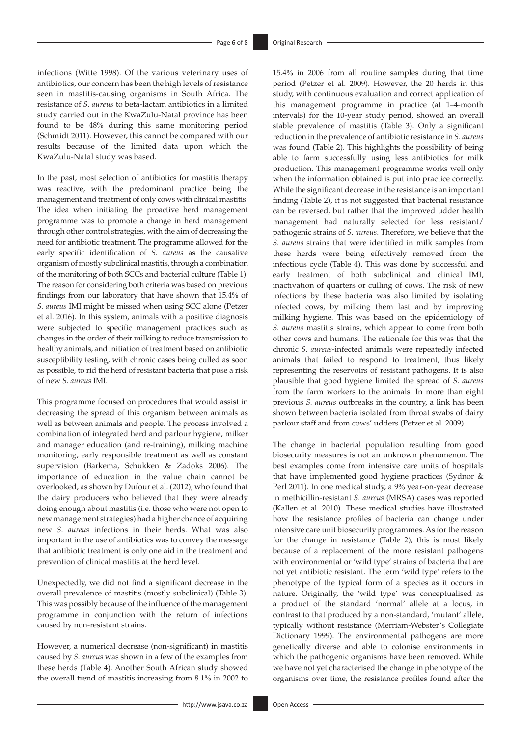infections (Witte 1998). Of the various veterinary uses of antibiotics, our concern has been the high levels of resistance seen in mastitis-causing organisms in South Africa. The resistance of *S. aureus* to beta-lactam antibiotics in a limited study carried out in the KwaZulu-Natal province has been found to be 48% during this same monitoring period (Schmidt 2011). However, this cannot be compared with our results because of the limited data upon which the KwaZulu-Natal study was based.

In the past, most selection of antibiotics for mastitis therapy was reactive, with the predominant practice being the management and treatment of only cows with clinical mastitis. The idea when initiating the proactive herd management programme was to promote a change in herd management through other control strategies, with the aim of decreasing the need for antibiotic treatment. The programme allowed for the early specific identification of *S. aureus* as the causative organism of mostly subclinical mastitis, through a combination of the monitoring of both SCCs and bacterial culture (Table 1). The reason for considering both criteria was based on previous findings from our laboratory that have shown that 15.4% of *S. aureus* IMI might be missed when using SCC alone (Petzer et al. 2016). In this system, animals with a positive diagnosis were subjected to specific management practices such as changes in the order of their milking to reduce transmission to healthy animals, and initiation of treatment based on antibiotic susceptibility testing, with chronic cases being culled as soon as possible, to rid the herd of resistant bacteria that pose a risk of new *S. aureus* IMI.

This programme focused on procedures that would assist in decreasing the spread of this organism between animals as well as between animals and people. The process involved a combination of integrated herd and parlour hygiene, milker and manager education (and re-training), milking machine monitoring, early responsible treatment as well as constant supervision (Barkema, Schukken & Zadoks 2006). The importance of education in the value chain cannot be overlooked, as shown by Dufour et al. (2012), who found that the dairy producers who believed that they were already doing enough about mastitis (i.e. those who were not open to new management strategies) had a higher chance of acquiring new *S. aureus* infections in their herds. What was also important in the use of antibiotics was to convey the message that antibiotic treatment is only one aid in the treatment and prevention of clinical mastitis at the herd level.

Unexpectedly, we did not find a significant decrease in the overall prevalence of mastitis (mostly subclinical) (Table 3). This was possibly because of the influence of the management programme in conjunction with the return of infections caused by non-resistant strains.

However, a numerical decrease (non-significant) in mastitis caused by *S. aureus* was shown in a few of the examples from these herds (Table 4). Another South African study showed the overall trend of mastitis increasing from 8.1% in 2002 to 15.4% in 2006 from all routine samples during that time period (Petzer et al. 2009). However, the 20 herds in this study, with continuous evaluation and correct application of this management programme in practice (at 1–4-month intervals) for the 10-year study period, showed an overall stable prevalence of mastitis (Table 3). Only a significant reduction in the prevalence of antibiotic resistance in *S. aureus* was found (Table 2). This highlights the possibility of being able to farm successfully using less antibiotics for milk production. This management programme works well only when the information obtained is put into practice correctly. While the significant decrease in the resistance is an important finding (Table 2), it is not suggested that bacterial resistance can be reversed, but rather that the improved udder health management had naturally selected for less resistant/pathogenic strains of *S. aureus*. Therefore, we believe that the *S. aureus* strains that were identified in milk samples from these herds were being effectively removed from the infectious cycle (Table 4). This was done by successful and early treatment of both subclinical and clinical IMI, inactivation of quarters or culling of cows. The risk of new infections by these bacteria was also limited by isolating infected cows, by milking them last and by improving milking hygiene. This was based on the epidemiology of *S. aureus* mastitis strains, which appear to come from both other cows and humans. The rationale for this was that the chronic *S. aureus*-infected animals were repeatedly infected animals that failed to respond to treatment, thus likely representing the reservoirs of resistant pathogens. It is also plausible that good hygiene limited the spread of *S. aureus* from the farm workers to the animals. In more than eight previous *S. aureus* outbreaks in the country, a link has been shown between bacteria isolated from throat swabs of dairy parlour staff and from cows' udders (Petzer et al. 2009).

The change in bacterial population resulting from good biosecurity measures is not an unknown phenomenon. The best examples come from intensive care units of hospitals that have implemented good hygiene practices (Sydnor & Perl 2011). In one medical study, a 9% year-on-year decrease in methicillin-resistant *S. aureus* (MRSA) cases was reported (Kallen et al. 2010). These medical studies have illustrated how the resistance profiles of bacteria can change under intensive care unit biosecurity programmes. As for the reason for the change in resistance (Table 2), this is most likely because of a replacement of the more resistant pathogens with environmental or 'wild type' strains of bacteria that are not yet antibiotic resistant. The term 'wild type' refers to the phenotype of the typical form of a species as it occurs in nature. Originally, the 'wild type' was conceptualised as a product of the standard 'normal' allele at a locus, in contrast to that produced by a non-standard, 'mutant' allele, typically without resistance (Merriam-Webster's Collegiate Dictionary 1999). The environmental pathogens are more genetically diverse and able to colonise environments in which the pathogenic organisms have been removed. While we have not yet characterised the change in phenotype of the organisms over time, the resistance profiles found after the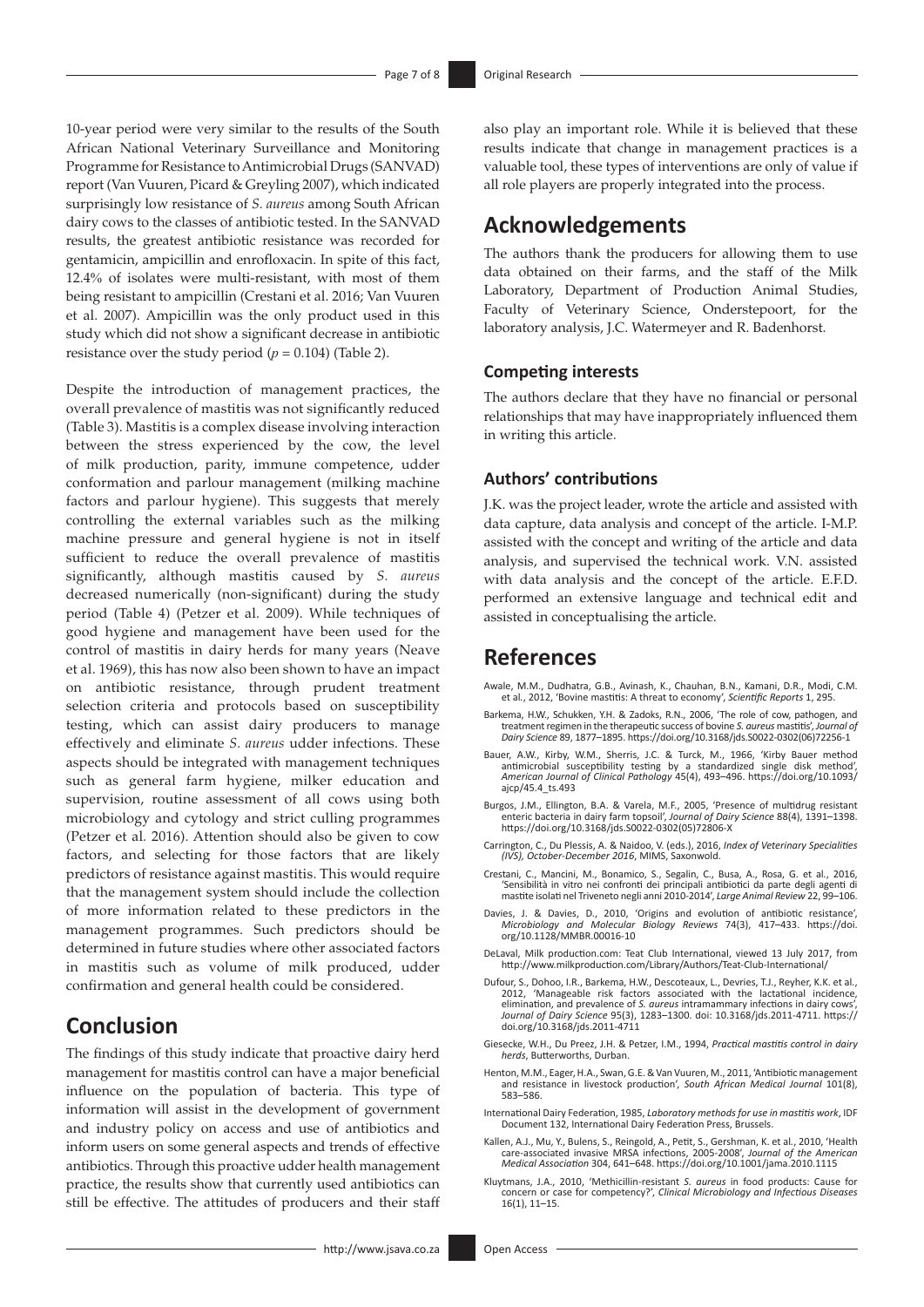10-year period were very similar to the results of the South African National Veterinary Surveillance and Monitoring Programme for Resistance to Antimicrobial Drugs (SANVAD) report (Van Vuuren, Picard & Greyling 2007), which indicated surprisingly low resistance of *S. aureus* among South African dairy cows to the classes of antibiotic tested. In the SANVAD results, the greatest antibiotic resistance was recorded for gentamicin, ampicillin and enrofloxacin. In spite of this fact, 12.4% of isolates were multi-resistant, with most of them being resistant to ampicillin (Crestani et al. 2016; Van Vuuren et al. 2007). Ampicillin was the only product used in this study which did not show a significant decrease in antibiotic resistance over the study period ($p = 0.104$) (Table 2).

Despite the introduction of management practices, the overall prevalence of mastitis was not significantly reduced (Table 3). Mastitis is a complex disease involving interaction between the stress experienced by the cow, the level of milk production, parity, immune competence, udder conformation and parlour management (milking machine factors and parlour hygiene). This suggests that merely controlling the external variables such as the milking machine pressure and general hygiene is not in itself sufficient to reduce the overall prevalence of mastitis significantly, although mastitis caused by *S. aureus* decreased numerically (non-significant) during the study period (Table 4) (Petzer et al. 2009). While techniques of good hygiene and management have been used for the control of mastitis in dairy herds for many years (Neave et al. 1969), this has now also been shown to have an impact on antibiotic resistance, through prudent treatment selection criteria and protocols based on susceptibility testing, which can assist dairy producers to manage effectively and eliminate *S. aureus* udder infections. These aspects should be integrated with management techniques such as general farm hygiene, milker education and supervision, routine assessment of all cows using both microbiology and cytology and strict culling programmes (Petzer et al. 2016). Attention should also be given to cow factors, and selecting for those factors that are likely predictors of resistance against mastitis. This would require that the management system should include the collection of more information related to these predictors in the management programmes. Such predictors should be determined in future studies where other associated factors in mastitis such as volume of milk produced, udder confirmation and general health could be considered.

## Conclusion

The findings of this study indicate that proactive dairy herd management for mastitis control can have a major beneficial influence on the population of bacteria. This type of information will assist in the development of government and industry policy on access and use of antibiotics and inform users on some general aspects and trends of effective antibiotics. Through this proactive udder health management practice, the results show that currently used antibiotics can still be effective. The attitudes of producers and their staff also play an important role. While it is believed that these results indicate that change in management practices is a valuable tool, these types of interventions are only of value if all role players are properly integrated into the process.

## Acknowledgements

The authors thank the producers for allowing them to use data obtained on their farms, and the staff of the Milk Laboratory, Department of Production Animal Studies, Faculty of Veterinary Science, Onderstepoort, for the laboratory analysis, J.C. Watermeyer and R. Badenhorst.

### Competing interests

The authors declare that they have no financial or personal relationships that may have inappropriately influenced them in writing this article.

### Authors' contributions

J.K. was the project leader, wrote the article and assisted with data capture, data analysis and concept of the article. I-M.P. assisted with the concept and writing of the article and data analysis, and supervised the technical work. V.N. assisted with data analysis and the concept of the article. E.F.D. performed an extensive language and technical edit and assisted in conceptualising the article.

## References

Awale, M.M., Dudhatra, G.B., Avinash, K., Chauhan, B.N., Kamani, D.R., Modi, C.M. et al., 2012, 'Bovine mastitis: A threat to economy', *Scientific Reports* 1, 295.

Barkema, H.W., Schukken, Y.H. & Zadoks, R.N., 2006, 'The role of cow, pathogen, and treatment regimen in the therapeutic success of bovine *S. aureus* mastitis', *Journal of Dairy Science* 89, 1877–1895. https://doi.org/10.3168/jds.S0022-0302(06)72256-1

Bauer, A.W., Kirby, W.M., Sherris, J.C. & Turck, M., 1966, 'Kirby Bauer method antimicrobial susceptibility testing by a standardized single disk method', *American Journal of Clinical Pathology* 45(4), 493–496. https://doi.org/10.1093/ajcp/45.4_ts.493

Burgos, J.M., Ellington, B.A. & Varela, M.F., 2005, 'Presence of multidrug resistant enteric bacteria in dairy farm topsoil', *Journal of Dairy Science* 88(4), 1391–1398. https://doi.org/10.3168/jds.S0022-0302(05)72806-X

Carrington, C., Du Plessis, A. & Naidoo, V. (eds.), 2016, *Index of Veterinary Specialities (IVS), October-December 2016*, MIMS, Saxonwold.

Crestani, C., Mancini, M., Bonamico, S., Segalin, C., Busa, A., Rosa, G. et al., 2016, 'Sensibilità in vitro nei confronti dei principali antibiotici da parte degli agenti di mastite isolati nel Triveneto negli anni 2010-2014', *Large Animal Review* 22, 99–106.

Davies, J. & Davies, D., 2010, 'Origins and evolution of antibiotic resistance', *Microbiology and Molecular Biology Reviews* 74(3), 417–433. https://doi.org/10.1128/MMBR.00016-10

DeLaval, Milk production.com: Teat Club International, viewed 13 July 2017, from http://www.milkproduction.com/Library/Authors/Teat-Club-International/

Dufour, S., Dohoo, I.R., Barkema, H.W., Descoteaux, L., Devries, T.J., Reyher, K.K. et al., 2012, 'Manageable risk factors associated with the lactational incidence, elimination, and prevalence of *S. aureus* intramammary infections in dairy cows', *Journal of Dairy Science* 95(3), 1283–1300. doi: 10.3168/jds.2011-4711. https://doi.org/10.3168/jds.2011-4711

Giesecke, W.H., Du Preez, J.H. & Petzer, I.M., 1994, *Practical mastitis control in dairy herds*, Butterworths, Durban.

Henton, M.M., Eager, H.A., Swan, G.E. & Van Vuuren, M., 2011, 'Antibiotic management and resistance in livestock production', *South African Medical Journal* 101(8), 583–586.

International Dairy Federation, 1985, *Laboratory methods for use in mastitis work*, IDF Document 132, International Dairy Federation Press, Brussels.

Kallen, A.J., Mu, Y., Bulens, S., Reingold, A., Petit, S., Gershman, K. et al., 2010, 'Health care-associated invasive MRSA infections, 2005-2008', *Journal of the American Medical Association* 304, 641–648. https://doi.org/10.1001/jama.2010.1115

Kluytmans, J.A., 2010, 'Methicillin-resistant *S. aureus* in food products: Cause for concern or case for competency?', *Clinical Microbiology and Infectious Diseases* 16(1), 11–15.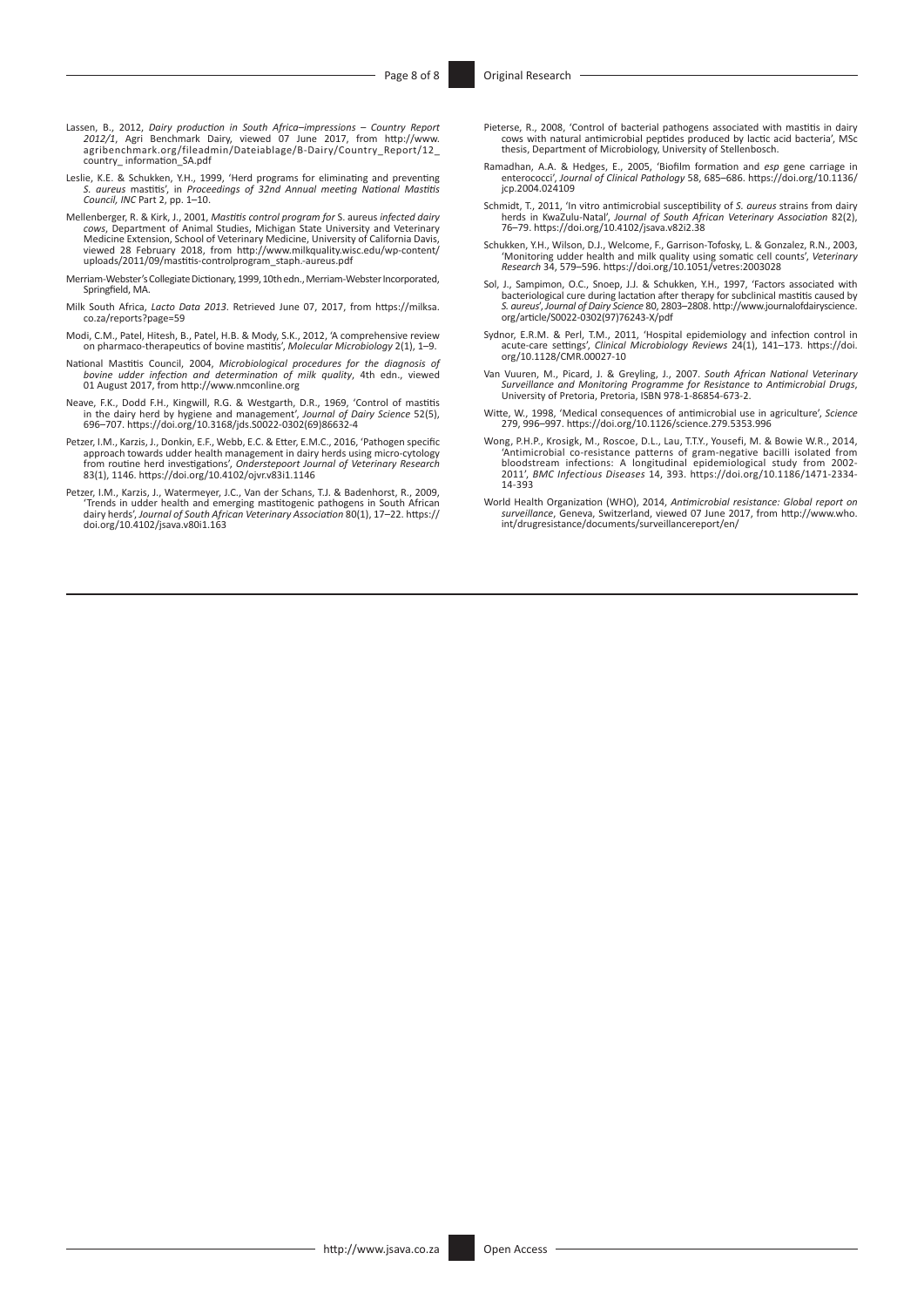Lassen, B., 2012, *Dairy production in South Africa–impressions – Country Report 2012/1*, Agri Benchmark Dairy, viewed 07 June 2017, from http://www.agribenchmark.org/fileadmin/Dateiablage/B-Dairy/Country_Report/12_country_information_SA.pdf

Leslie, K.E. & Schukken, Y.H., 1999, 'Herd programs for eliminating and preventing *S. aureus* mastitis', in *Proceedings of 32nd Annual meeting National Mastitis Council, INC* Part 2, pp. 1–10.

Mellenberger, R. & Kirk, J., 2001, *Mastitis control program for* S. aureus *infected dairy cows*, Department of Animal Studies, Michigan State University and Veterinary Medicine Extension, School of Veterinary Medicine, University of California Davis, viewed 28 February 2018, from http://www.milkquality.wisc.edu/wp-content/uploads/2011/09/mastitis-controlprogram_staph.-aureus.pdf

Merriam-Webster's Collegiate Dictionary, 1999, 10th edn., Merriam-Webster Incorporated, Springfield, MA.

Milk South Africa, *Lacto Data 2013*. Retrieved June 07, 2017, from https://milksa.co.za/reports?page=59

Modi, C.M., Patel, Hitesh, B., Patel, H.B. & Mody, S.K., 2012, 'A comprehensive review on pharmaco-therapeutics of bovine mastitis', *Molecular Microbiology* 2(1), 1–9.

National Mastitis Council, 2004, *Microbiological procedures for the diagnosis of bovine udder infection and determination of milk quality*, 4th edn., viewed 01 August 2017, from http://www.nmconline.org

Neave, F.K., Dodd F.H., Kingwill, R.G. & Westgarth, D.R., 1969, 'Control of mastitis in the dairy herd by hygiene and management', *Journal of Dairy Science* 52(5), 696–707. https://doi.org/10.3168/jds.S0022-0302(69)86632-4

Petzer, I.M., Karzis, J., Donkin, E.F., Webb, E.C. & Etter, E.M.C., 2016, 'Pathogen specific approach towards udder health management in dairy herds using micro-cytology from routine herd investigations', *Onderstepoort Journal of Veterinary Research* 83(1), 1146. https://doi.org/10.4102/ojvr.v83i1.1146

Petzer, I.M., Karzis, J., Watermeyer, J.C., Van der Schans, T.J. & Badenhorst, R., 2009, 'Trends in udder health and emerging mastitogenic pathogens in South African dairy herds', *Journal of South African Veterinary Association* 80(1), 17–22. https://doi.org/10.4102/jsava.v80i1.163

Pieterse, R., 2008, 'Control of bacterial pathogens associated with mastitis in dairy cows with natural antimicrobial peptides produced by lactic acid bacteria', MSc thesis, Department of Microbiology, University of Stellenbosch.

Ramadhan, A.A. & Hedges, E., 2005, 'Biofilm formation and *esp* gene carriage in enterococci', *Journal of Clinical Pathology* 58, 685–686. https://doi.org/10.1136/jcp.2004.024109

Schmidt, T., 2011, 'In vitro antimicrobial susceptibility of *S. aureus* strains from dairy herds in KwaZulu-Natal', *Journal of South African Veterinary Association* 82(2), 76–79. https://doi.org/10.4102/jsava.v82i2.38

Schukken, Y.H., Wilson, D.J., Welcome, F., Garrison-Tofosky, L. & Gonzalez, R.N., 2003, 'Monitoring udder health and milk quality using somatic cell counts', *Veterinary Research* 34, 579–596. https://doi.org/10.1051/vetres:2003028

Sol, J., Sampimon, O.C., Snoep, J.J. & Schukken, Y.H., 1997, 'Factors associated with bacteriological cure during lactation after therapy for subclinical mastitis caused by *S. aureus*', *Journal of Dairy Science* 80, 2803–2808. http://www.journalofdairyscience.org/article/S0022-0302(97)76243-X/pdf

Sydnor, E.R.M. & Perl, T.M., 2011, 'Hospital epidemiology and infection control in acute-care settings', *Clinical Microbiology Reviews* 24(1), 141–173. https://doi.org/10.1128/CMR.00027-10

Van Vuuren, M., Picard, J. & Greyling, J., 2007. *South African National Veterinary Surveillance and Monitoring Programme for Resistance to Antimicrobial Drugs*, University of Pretoria, Pretoria, ISBN 978-1-86854-673-2.

Witte, W., 1998, 'Medical consequences of antimicrobial use in agriculture', *Science* 279, 996–997. https://doi.org/10.1126/science.279.5353.996

Wong, P.H.P., Krosigk, M., Roscoe, D.L., Lau, T.T.Y., Yousefi, M. & Bowie W.R., 2014, 'Antimicrobial co-resistance patterns of gram-negative bacilli isolated from bloodstream infections: A longitudinal epidemiological study from 2002-2011', *BMC Infectious Diseases* 14, 393. https://doi.org/10.1186/1471-2334-14-393

World Health Organization (WHO), 2014, *Antimicrobial resistance: Global report on surveillance*, Geneva, Switzerland, viewed 07 June 2017, from http://www.who.int/drugresistance/documents/surveillancereport/en/